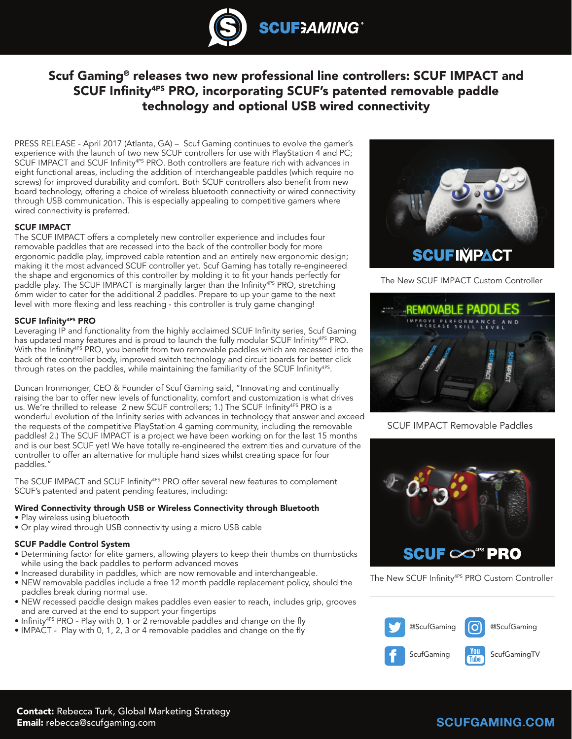# Scuf Gaming® releases two new professional line controllers: SCUF IMPACT and SCUF Infinity4PS PRO, incorporating SCUF's patented removable paddle technology and optional USB wired connectivity

PRESS RELEASE - April 2017 (Atlanta, GA) – Scuf Gaming continues to evolve the gamer's experience with the launch of two new SCUF controllers for use with PlayStation 4 and PC; SCUF IMPACT and SCUF Infinity4PS PRO. Both controllers are feature rich with advances in eight functional areas, including the addition of interchangeable paddles (which require no screws) for improved durability and comfort. Both SCUF controllers also benefit from new board technology, offering a choice of wireless bluetooth connectivity or wired connectivity through USB communication. This is especially appealing to competitive gamers where wired connectivity is preferred.

### SCUF IMPACT

The SCUF IMPACT offers a completely new controller experience and includes four removable paddles that are recessed into the back of the controller body for more ergonomic paddle play, improved cable retention and an entirely new ergonomic design; making it the most advanced SCUF controller yet. Scuf Gaming has totally re-engineered the shape and ergonomics of this controller by molding it to fit your hands perfectly for paddle play. The SCUF IMPACT is marginally larger than the Infinity4PS PRO, stretching 6mm wider to cater for the additional 2 paddles. Prepare to up your game to the next level with more flexing and less reaching - this controller is truly game changing!

### SCUF Infinity4PS PRO

Leveraging IP and functionality from the highly acclaimed SCUF Infinity series, Scuf Gaming has updated many features and is proud to launch the fully modular SCUF Infinity4PS PRO. With the Infinity4PS PRO, you benefit from two removable paddles which are recessed into the back of the controller body, improved switch technology and circuit boards for better click through rates on the paddles, while maintaining the familiarity of the SCUF Infinity4PS.

Duncan Ironmonger, CEO & Founder of Scuf Gaming said, "Innovating and continually raising the bar to offer new levels of functionality, comfort and customization is what drives us. We're thrilled to release 2 new SCUF controllers; 1.) The SCUF Infinity4PS PRO is a wonderful evolution of the Infinity series with advances in technology that answer and exceed the requests of the competitive PlayStation 4 gaming community, including the removable paddles! 2.) The SCUF IMPACT is a project we have been working on for the last 15 months and is our best SCUF yet! We have totally re-engineered the extremities and curvature of the controller to offer an alternative for multiple hand sizes whilst creating space for four paddles."

The SCUF IMPACT and SCUF Infinity4PS PRO offer several new features to complement SCUF's patented and patent pending features, including:

### Wired Connectivity through USB or Wireless Connectivity through Bluetooth

- Play wireless using bluetooth
- Or play wired through USB connectivity using a micro USB cable

### SCUF Paddle Control System

- Determining factor for elite gamers, allowing players to keep their thumbs on thumbsticks while using the back paddles to perform advanced moves
- Increased durability in paddles, which are now removable and interchangeable.
- NEW removable paddles include a free 12 month paddle replacement policy, should the paddles break during normal use.
- NEW recessed paddle design makes paddles even easier to reach, includes grip, grooves and are curved at the end to support your fingertips
- Infinity4PS PRO - Play with 0, 1 or 2 removable paddles and change on the fly
- IMPACT - Play with 0, 1, 2, 3 or 4 removable paddles and change on the fly

The New SCUF IMPACT Custom Controller

SCUF IMPACT Removable Paddles

The New SCUF Infinity4PS PRO Custom Controller

@ScufGaming | @ScufGaming
ScufGaming | ScufGamingTV

**Contact:** Rebecca Turk, Global Marketing Strategy
**Email:** rebecca@scufgaming.com

SCUFGAMING.COM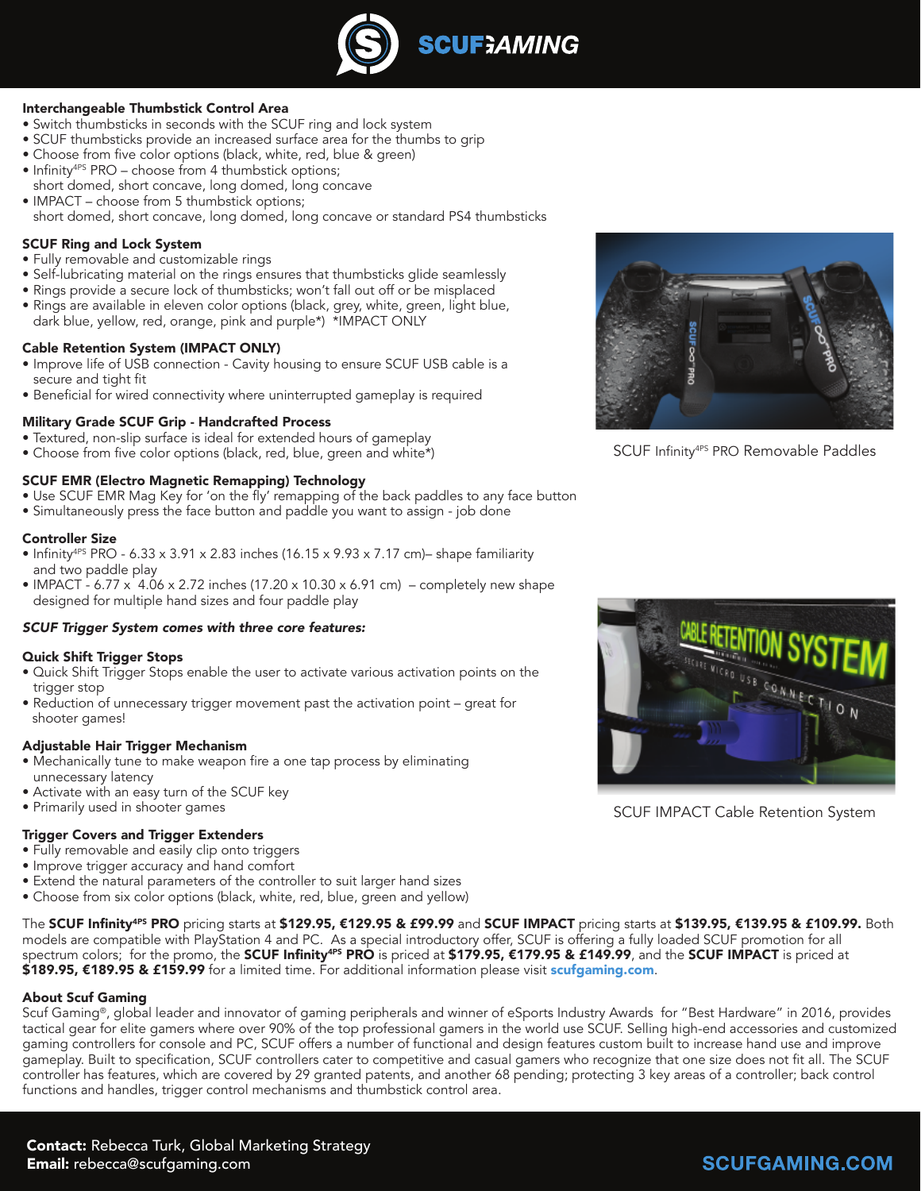### Interchangeable Thumbstick Control Area

- Switch thumbsticks in seconds with the SCUF ring and lock system
- SCUF thumbsticks provide an increased surface area for the thumbs to grip
- Choose from five color options (black, white, red, blue & green)
- Infinity4PS PRO – choose from 4 thumbstick options; short domed, short concave, long domed, long concave
- IMPACT – choose from 5 thumbstick options; short domed, short concave, long domed, long concave or standard PS4 thumbsticks

### SCUF Ring and Lock System

- Fully removable and customizable rings
- Self-lubricating material on the rings ensures that thumbsticks glide seamlessly
- Rings provide a secure lock of thumbsticks; won't fall out off or be misplaced
- Rings are available in eleven color options (black, grey, white, green, light blue, dark blue, yellow, red, orange, pink and purple*) *IMPACT ONLY

### Cable Retention System (IMPACT ONLY)

- Improve life of USB connection - Cavity housing to ensure SCUF USB cable is a secure and tight fit
- Beneficial for wired connectivity where uninterrupted gameplay is required

### Military Grade SCUF Grip - Handcrafted Process

- Textured, non-slip surface is ideal for extended hours of gameplay
- Choose from five color options (black, red, blue, green and white*)

SCUF Infinity4PS PRO Removable Paddles

### SCUF EMR (Electro Magnetic Remapping) Technology

- Use SCUF EMR Mag Key for 'on the fly' remapping of the back paddles to any face button
- Simultaneously press the face button and paddle you want to assign - job done

### Controller Size

- Infinity4PS PRO - 6.33 x 3.91 x 2.83 inches (16.15 x 9.93 x 7.17 cm)– shape familiarity and two paddle play
- IMPACT - 6.77 x 4.06 x 2.72 inches (17.20 x 10.30 x 6.91 cm) – completely new shape designed for multiple hand sizes and four paddle play

***SCUF Trigger System comes with three core features:***

### Quick Shift Trigger Stops

- Quick Shift Trigger Stops enable the user to activate various activation points on the trigger stop
- Reduction of unnecessary trigger movement past the activation point – great for shooter games!

### Adjustable Hair Trigger Mechanism

- Mechanically tune to make weapon fire a one tap process by eliminating unnecessary latency
- Activate with an easy turn of the SCUF key
- Primarily used in shooter games

SCUF IMPACT Cable Retention System

### Trigger Covers and Trigger Extenders

- Fully removable and easily clip onto triggers
- Improve trigger accuracy and hand comfort
- Extend the natural parameters of the controller to suit larger hand sizes
- Choose from six color options (black, white, red, blue, green and yellow)

The **SCUF Infinity4PS PRO** pricing starts at **$129.95, €129.95 & £99.99** and **SCUF IMPACT** pricing starts at **$139.95, €139.95 & £109.99.** Both models are compatible with PlayStation 4 and PC. As a special introductory offer, SCUF is offering a fully loaded SCUF promotion for all spectrum colors; for the promo, the **SCUF Infinity4PS PRO** is priced at **$179.95, €179.95 & £149.99**, and the **SCUF IMPACT** is priced at **$189.95, €189.95 & £159.99** for a limited time. For additional information please visit **scufgaming.com**.

### About Scuf Gaming

Scuf Gaming®, global leader and innovator of gaming peripherals and winner of eSports Industry Awards for "Best Hardware" in 2016, provides tactical gear for elite gamers where over 90% of the top professional gamers in the world use SCUF. Selling high-end accessories and customized gaming controllers for console and PC, SCUF offers a number of functional and design features custom built to increase hand use and improve gameplay. Built to specification, SCUF controllers cater to competitive and casual gamers who recognize that one size does not fit all. The SCUF controller has features, which are covered by 29 granted patents, and another 68 pending; protecting 3 key areas of a controller; back control functions and handles, trigger control mechanisms and thumbstick control area.

**Contact:** Rebecca Turk, Global Marketing Strategy
**Email:** rebecca@scufgaming.com

SCUFGAMING.COM